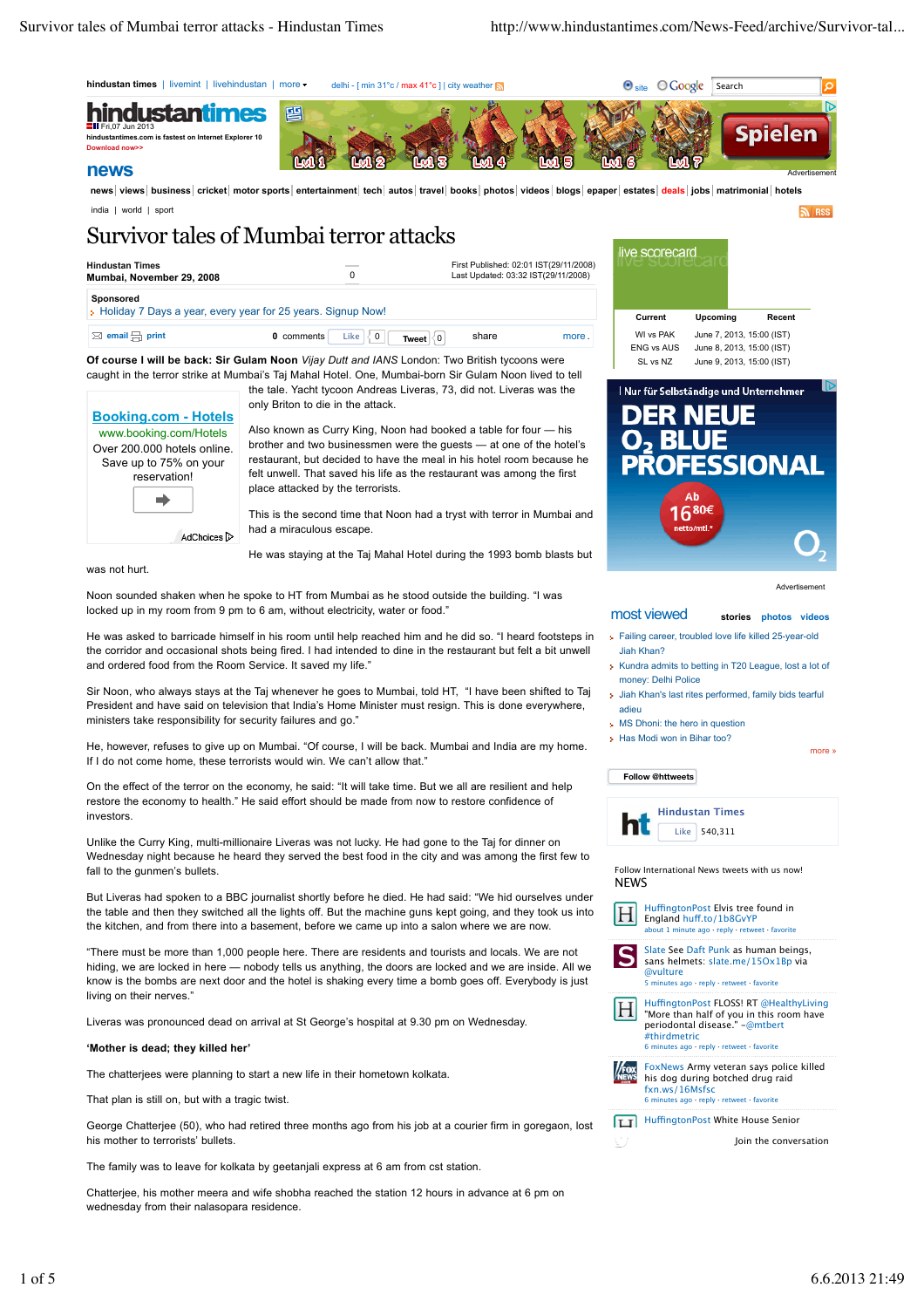# Survivor tales of Mumbai terror attacks

**Hindustan Times**
**Mumbai, November 29, 2008**

First Published: 02:01 IST(29/11/2008)
Last Updated: 03:32 IST(29/11/2008)

**Of course I will be back: Sir Gulam Noon** *Vijay Dutt and IANS* London: Two British tycoons were caught in the terror strike at Mumbai's Taj Mahal Hotel. One, Mumbai-born Sir Gulam Noon lived to tell the tale. Yacht tycoon Andreas Liveras, 73, did not. Liveras was the only Briton to die in the attack.

Also known as Curry King, Noon had booked a table for four — his brother and two businessmen were the guests — at one of the hotel's restaurant, but decided to have the meal in his hotel room because he felt unwell. That saved his life as the restaurant was among the first place attacked by the terrorists.

This is the second time that Noon had a tryst with terror in Mumbai and had a miraculous escape.

He was staying at the Taj Mahal Hotel during the 1993 bomb blasts but was not hurt.

Noon sounded shaken when he spoke to HT from Mumbai as he stood outside the building. "I was locked up in my room from 9 pm to 6 am, without electricity, water or food."

He was asked to barricade himself in his room until help reached him and he did so. "I heard footsteps in the corridor and occasional shots being fired. I had intended to dine in the restaurant but felt a bit unwell and ordered food from the Room Service. It saved my life."

Sir Noon, who always stays at the Taj whenever he goes to Mumbai, told HT, "I have been shifted to Taj President and have said on television that India's Home Minister must resign. This is done everywhere, ministers take responsibility for security failures and go."

He, however, refuses to give up on Mumbai. "Of course, I will be back. Mumbai and India are my home. If I do not come home, these terrorists would win. We can't allow that."

On the effect of the terror on the economy, he said: "It will take time. But we all are resilient and help restore the economy to health." He said effort should be made from now to restore confidence of investors.

Unlike the Curry King, multi-millionaire Liveras was not lucky. He had gone to the Taj for dinner on Wednesday night because he heard they served the best food in the city and was among the first few to fall to the gunmen's bullets.

But Liveras had spoken to a BBC journalist shortly before he died. He had said: "We hid ourselves under the table and then they switched all the lights off. But the machine guns kept going, and they took us into the kitchen, and from there into a basement, before we came up into a salon where we are now.

"There must be more than 1,000 people here. There are residents and tourists and locals. We are not hiding, we are locked in here — nobody tells us anything, the doors are locked and we are inside. All we know is the bombs are next door and the hotel is shaking every time a bomb goes off. Everybody is just living on their nerves."

Liveras was pronounced dead on arrival at St George's hospital at 9.30 pm on Wednesday.

**'Mother is dead; they killed her'**

The chatterjees were planning to start a new life in their hometown kolkata.

That plan is still on, but with a tragic twist.

George Chatterjee (50), who had retired three months ago from his job at a courier firm in goregaon, lost his mother to terrorists' bullets.

The family was to leave for kolkata by geetanjali express at 6 am from cst station.

Chatterjee, his mother meera and wife shobha reached the station 12 hours in advance at 6 pm on wednesday from their nalasopara residence.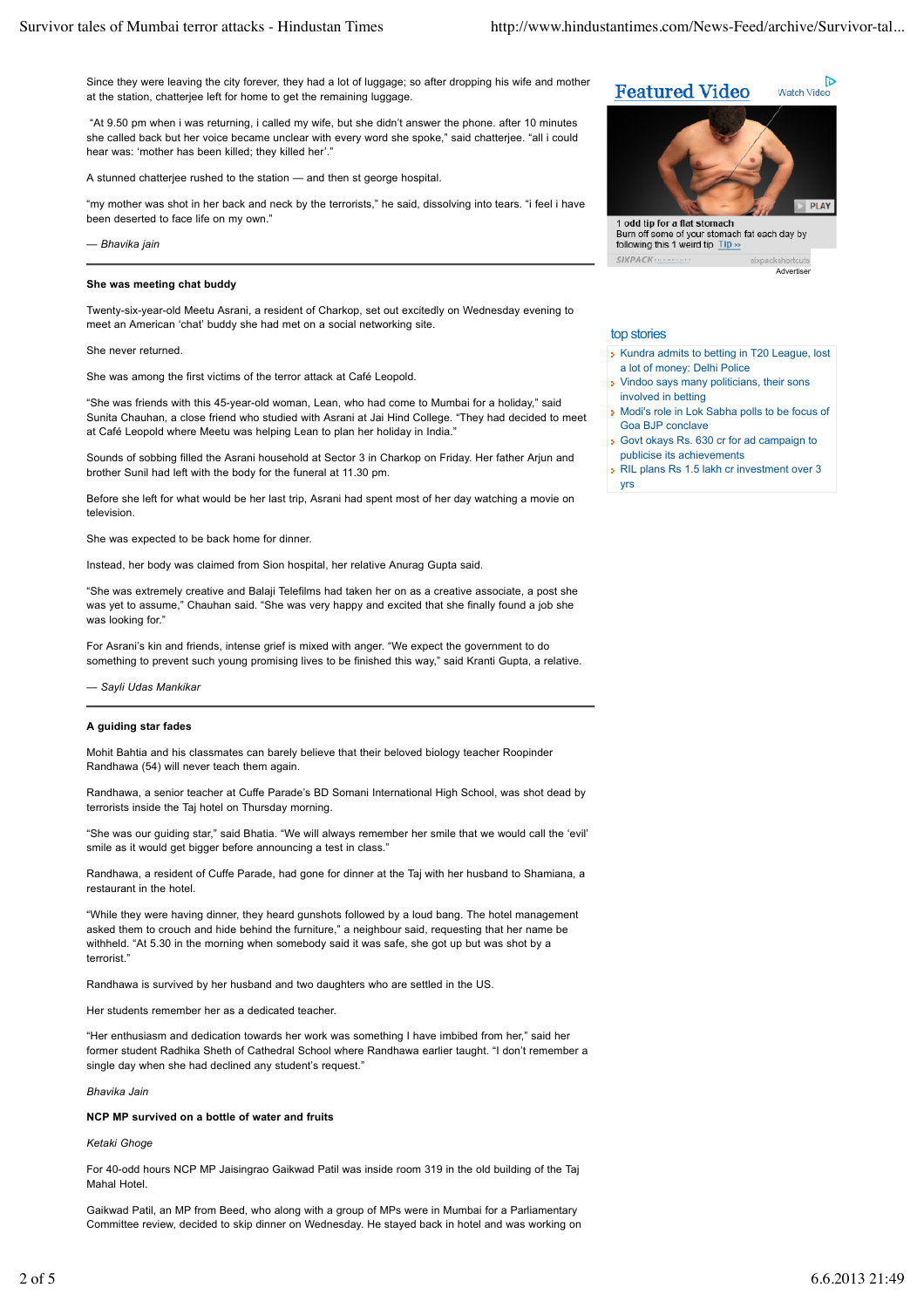Since they were leaving the city forever, they had a lot of luggage; so after dropping his wife and mother at the station, chatterjee left for home to get the remaining luggage.

"At 9.50 pm when i was returning, i called my wife, but she didn't answer the phone. after 10 minutes she called back but her voice became unclear with every word she spoke," said chatterjee. "all i could hear was: 'mother has been killed; they killed her'."

A stunned chatterjee rushed to the station — and then st george hospital.

"my mother was shot in her back and neck by the terrorists," he said, dissolving into tears. "i feel i have been deserted to face life on my own."

— *Bhavika jain*

---

**She was meeting chat buddy**

Twenty-six-year-old Meetu Asrani, a resident of Charkop, set out excitedly on Wednesday evening to meet an American 'chat' buddy she had met on a social networking site.

She never returned.

She was among the first victims of the terror attack at Café Leopold.

"She was friends with this 45-year-old woman, Lean, who had come to Mumbai for a holiday," said Sunita Chauhan, a close friend who studied with Asrani at Jai Hind College. "They had decided to meet at Café Leopold where Meetu was helping Lean to plan her holiday in India."

Sounds of sobbing filled the Asrani household at Sector 3 in Charkop on Friday. Her father Arjun and brother Sunil had left with the body for the funeral at 11.30 pm.

Before she left for what would be her last trip, Asrani had spent most of her day watching a movie on television.

She was expected to be back home for dinner.

Instead, her body was claimed from Sion hospital, her relative Anurag Gupta said.

"She was extremely creative and Balaji Telefilms had taken her on as a creative associate, a post she was yet to assume," Chauhan said. "She was very happy and excited that she finally found a job she was looking for."

For Asrani's kin and friends, intense grief is mixed with anger. "We expect the government to do something to prevent such young promising lives to be finished this way," said Kranti Gupta, a relative.

— *Sayli Udas Mankikar*

---

**A guiding star fades**

Mohit Bahtia and his classmates can barely believe that their beloved biology teacher Roopinder Randhawa (54) will never teach them again.

Randhawa, a senior teacher at Cuffe Parade's BD Somani International High School, was shot dead by terrorists inside the Taj hotel on Thursday morning.

"She was our guiding star," said Bhatia. "We will always remember her smile that we would call the 'evil' smile as it would get bigger before announcing a test in class."

Randhawa, a resident of Cuffe Parade, had gone for dinner at the Taj with her husband to Shamiana, a restaurant in the hotel.

"While they were having dinner, they heard gunshots followed by a loud bang. The hotel management asked them to crouch and hide behind the furniture," a neighbour said, requesting that her name be withheld. "At 5.30 in the morning when somebody said it was safe, she got up but was shot by a terrorist."

Randhawa is survived by her husband and two daughters who are settled in the US.

Her students remember her as a dedicated teacher.

"Her enthusiasm and dedication towards her work was something I have imbibed from her," said her former student Radhika Sheth of Cathedral School where Randhawa earlier taught. "I don't remember a single day when she had declined any student's request."

*Bhavika Jain*

**NCP MP survived on a bottle of water and fruits**

*Ketaki Ghoge*

For 40-odd hours NCP MP Jaisingrao Gaikwad Patil was inside room 319 in the old building of the Taj Mahal Hotel.

Gaikwad Patil, an MP from Beed, who along with a group of MPs were in Mumbai for a Parliamentary Committee review, decided to skip dinner on Wednesday. He stayed back in hotel and was working on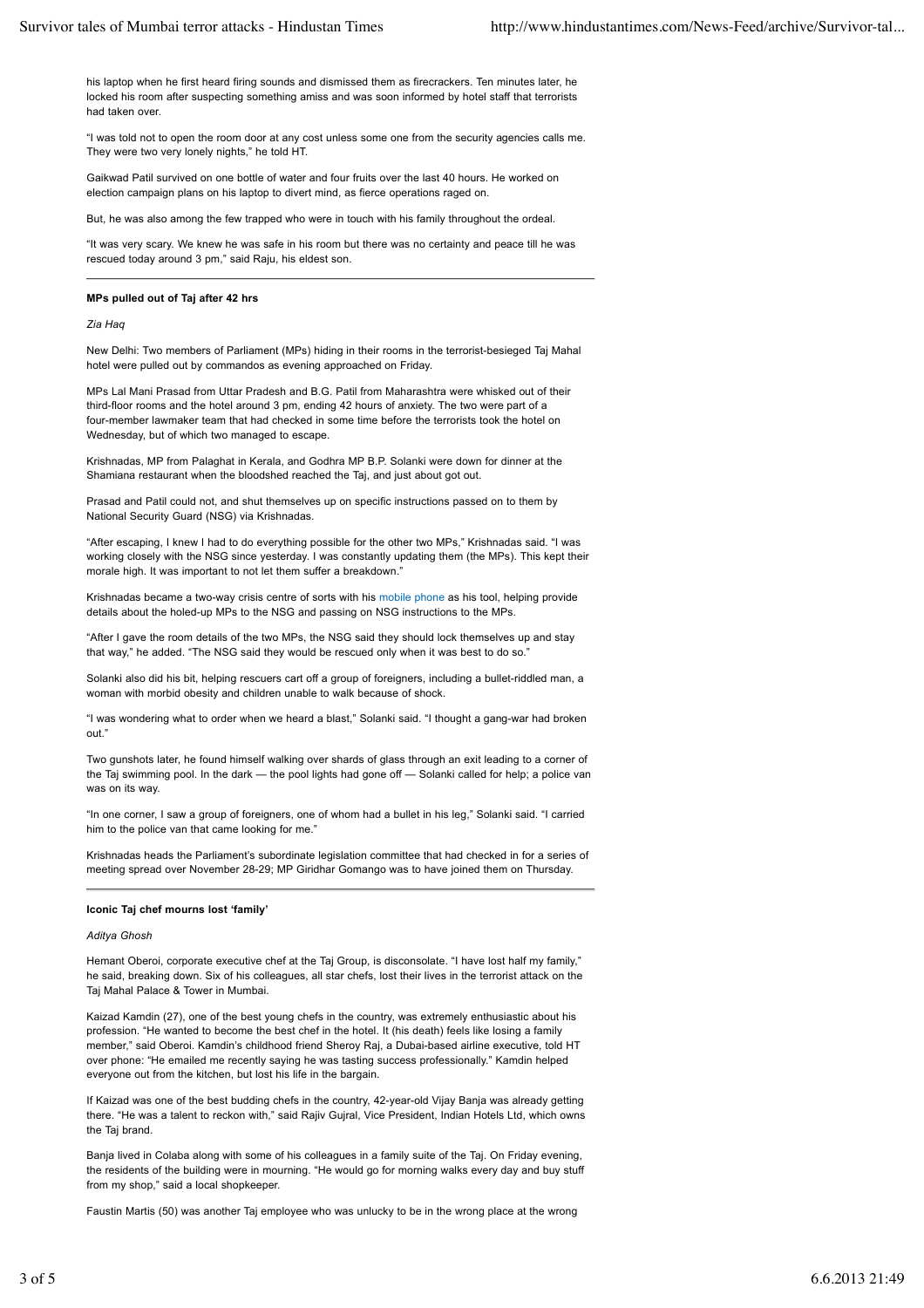his laptop when he first heard firing sounds and dismissed them as firecrackers. Ten minutes later, he locked his room after suspecting something amiss and was soon informed by hotel staff that terrorists had taken over.

"I was told not to open the room door at any cost unless some one from the security agencies calls me. They were two very lonely nights," he told HT.

Gaikwad Patil survived on one bottle of water and four fruits over the last 40 hours. He worked on election campaign plans on his laptop to divert mind, as fierce operations raged on.

But, he was also among the few trapped who were in touch with his family throughout the ordeal.

"It was very scary. We knew he was safe in his room but there was no certainty and peace till he was rescued today around 3 pm," said Raju, his eldest son.

---

**MPs pulled out of Taj after 42 hrs**

*Zia Haq*

New Delhi: Two members of Parliament (MPs) hiding in their rooms in the terrorist-besieged Taj Mahal hotel were pulled out by commandos as evening approached on Friday.

MPs Lal Mani Prasad from Uttar Pradesh and B.G. Patil from Maharashtra were whisked out of their third-floor rooms and the hotel around 3 pm, ending 42 hours of anxiety. The two were part of a four-member lawmaker team that had checked in some time before the terrorists took the hotel on Wednesday, but of which two managed to escape.

Krishnadas, MP from Palaghat in Kerala, and Godhra MP B.P. Solanki were down for dinner at the Shamiana restaurant when the bloodshed reached the Taj, and just about got out.

Prasad and Patil could not, and shut themselves up on specific instructions passed on to them by National Security Guard (NSG) via Krishnadas.

"After escaping, I knew I had to do everything possible for the other two MPs," Krishnadas said. "I was working closely with the NSG since yesterday. I was constantly updating them (the MPs). This kept their morale high. It was important to not let them suffer a breakdown."

Krishnadas became a two-way crisis centre of sorts with his mobile phone as his tool, helping provide details about the holed-up MPs to the NSG and passing on NSG instructions to the MPs.

"After I gave the room details of the two MPs, the NSG said they should lock themselves up and stay that way," he added. "The NSG said they would be rescued only when it was best to do so."

Solanki also did his bit, helping rescuers cart off a group of foreigners, including a bullet-riddled man, a woman with morbid obesity and children unable to walk because of shock.

"I was wondering what to order when we heard a blast," Solanki said. "I thought a gang-war had broken out."

Two gunshots later, he found himself walking over shards of glass through an exit leading to a corner of the Taj swimming pool. In the dark — the pool lights had gone off — Solanki called for help; a police van was on its way.

"In one corner, I saw a group of foreigners, one of whom had a bullet in his leg," Solanki said. "I carried him to the police van that came looking for me."

Krishnadas heads the Parliament's subordinate legislation committee that had checked in for a series of meeting spread over November 28-29; MP Giridhar Gomango was to have joined them on Thursday.

---

**Iconic Taj chef mourns lost 'family'**

*Aditya Ghosh*

Hemant Oberoi, corporate executive chef at the Taj Group, is disconsolate. "I have lost half my family," he said, breaking down. Six of his colleagues, all star chefs, lost their lives in the terrorist attack on the Taj Mahal Palace & Tower in Mumbai.

Kaizad Kamdin (27), one of the best young chefs in the country, was extremely enthusiastic about his profession. "He wanted to become the best chef in the hotel. It (his death) feels like losing a family member," said Oberoi. Kamdin's childhood friend Sheroy Raj, a Dubai-based airline executive, told HT over phone: "He emailed me recently saying he was tasting success professionally." Kamdin helped everyone out from the kitchen, but lost his life in the bargain.

If Kaizad was one of the best budding chefs in the country, 42-year-old Vijay Banja was already getting there. "He was a talent to reckon with," said Rajiv Gujral, Vice President, Indian Hotels Ltd, which owns the Taj brand.

Banja lived in Colaba along with some of his colleagues in a family suite of the Taj. On Friday evening, the residents of the building were in mourning. "He would go for morning walks every day and buy stuff from my shop," said a local shopkeeper.

Faustin Martis (50) was another Taj employee who was unlucky to be in the wrong place at the wrong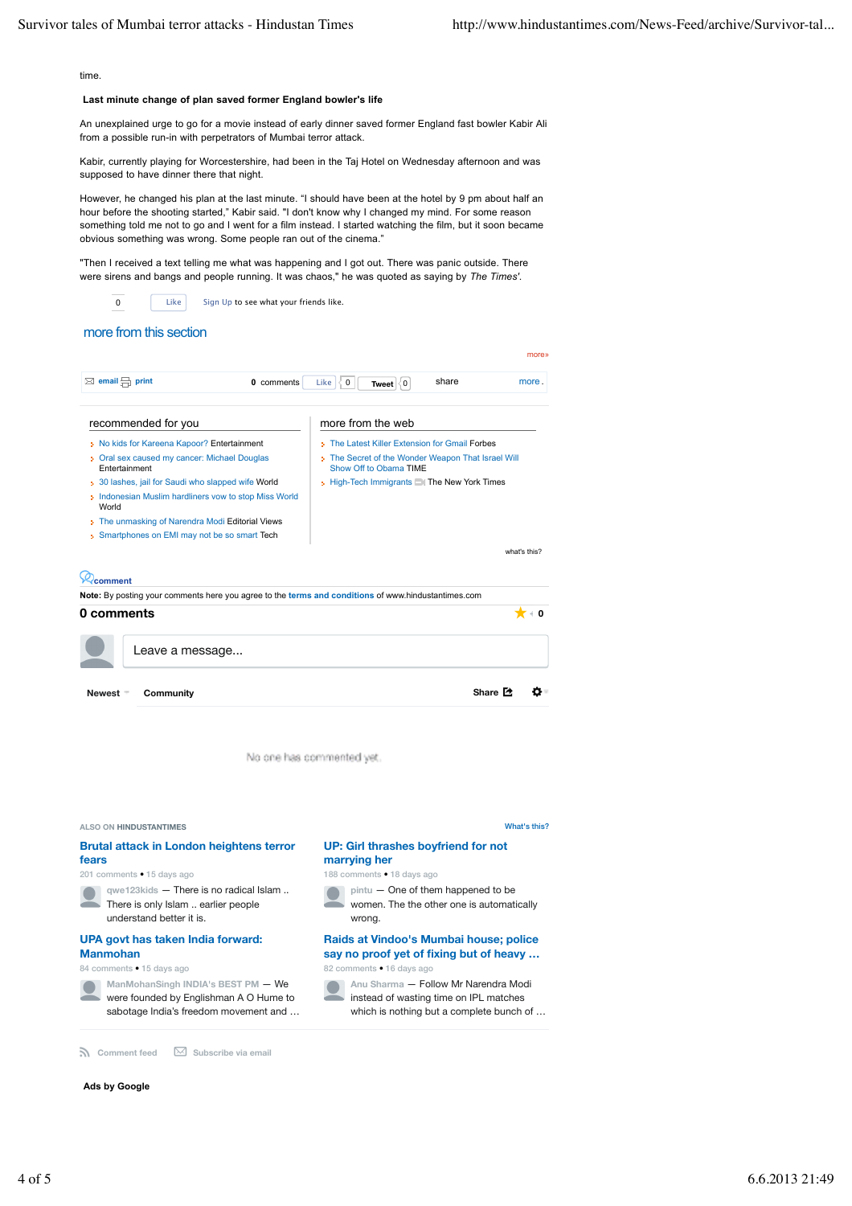time.

**Last minute change of plan saved former England bowler's life**

An unexplained urge to go for a movie instead of early dinner saved former England fast bowler Kabir Ali from a possible run-in with perpetrators of Mumbai terror attack.

Kabir, currently playing for Worcestershire, had been in the Taj Hotel on Wednesday afternoon and was supposed to have dinner there that night.

However, he changed his plan at the last minute. "I should have been at the hotel by 9 pm about half an hour before the shooting started," Kabir said. "I don't know why I changed my mind. For some reason something told me not to go and I went for a film instead. I started watching the film, but it soon became obvious something was wrong. Some people ran out of the cinema."

"Then I received a text telling me what was happening and I got out. There was panic outside. There were sirens and bangs and people running. It was chaos," he was quoted as saying by *The Times*'.

0 Like Sign Up to see what your friends like.

## more from this section

more»

email print 0 comments Like 0 Tweet 0 share more.

### recommended for you

- No kids for Kareena Kapoor? Entertainment
- Oral sex caused my cancer: Michael Douglas Entertainment
- 30 lashes, jail for Saudi who slapped wife World
- Indonesian Muslim hardliners vow to stop Miss World World
- The unmasking of Narendra Modi Editorial Views
- Smartphones on EMI may not be so smart Tech

### more from the web

- The Latest Killer Extension for Gmail Forbes
- The Secret of the Wonder Weapon That Israel Will Show Off to Obama TIME
- High-Tech Immigrants The New York Times

what's this?

comment

**Note:** By posting your comments here you agree to the terms and conditions of www.hindustantimes.com

**0 comments** 0

Leave a message...

Newest Community Share

No one has commented yet.

ALSO ON HINDUSTANTIMES What's this?

**Brutal attack in London heightens terror fears**
201 comments • 15 days ago
qwe123kids — There is no radical Islam .. There is only Islam .. earlier people understand better it is.

**UP: Girl thrashes boyfriend for not marrying her**
188 comments • 18 days ago
pintu — One of them happened to be women. The the other one is automatically wrong.

**UPA govt has taken India forward: Manmohan**
84 comments • 15 days ago
ManMohanSingh INDIA's BEST PM — We were founded by Englishman A O Hume to sabotage India's freedom movement and …

**Raids at Vindoo's Mumbai house; police say no proof yet of fixing but of heavy …**
82 comments • 16 days ago
Anu Sharma — Follow Mr Narendra Modi instead of wasting time on IPL matches which is nothing but a complete bunch of …

Comment feed Subscribe via email

**Ads by Google**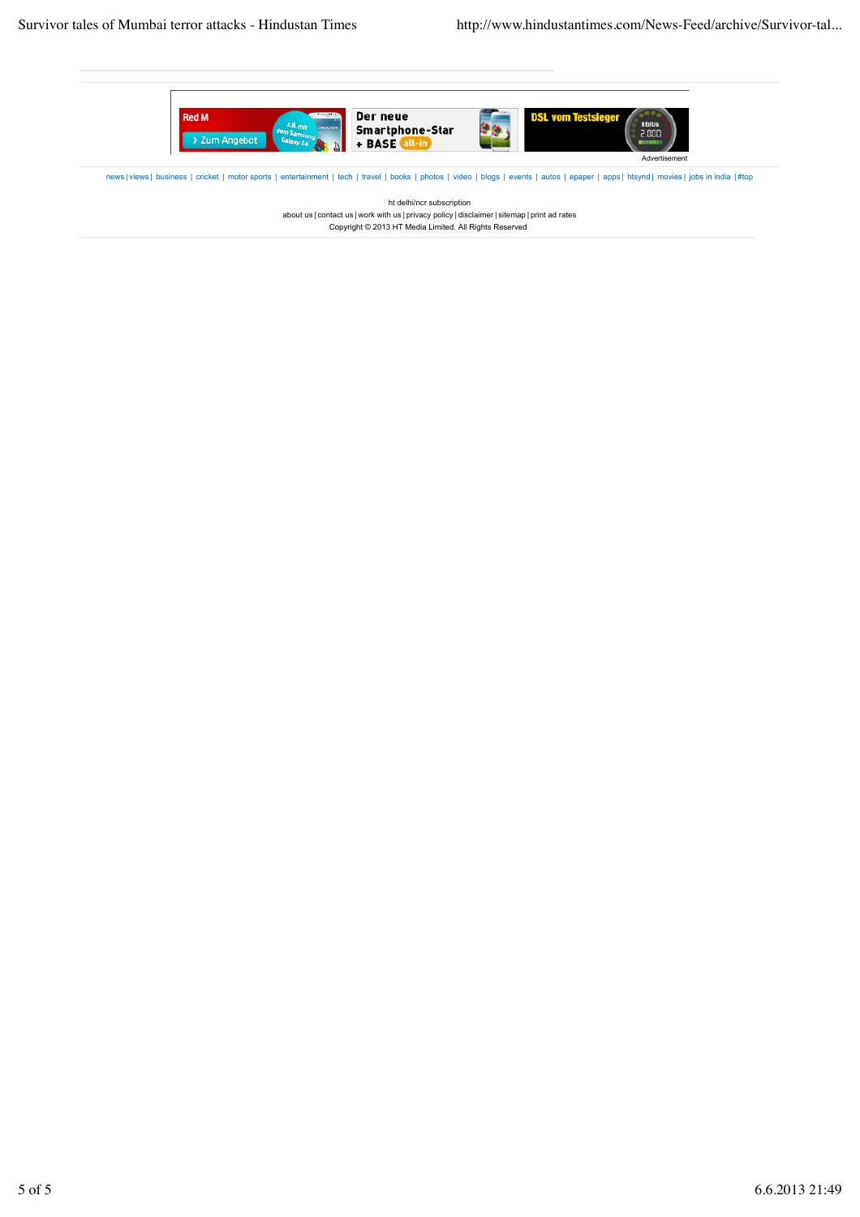Red M

Zum Angebot

2,8 mit dem Samsung Galaxy S4

Der neue Smartphone-Star + BASE all-in

DSL vom Testsieger

kbit/s 2.000

Advertisement

news | views | business | cricket | motor sports | entertainment | tech | travel | books | photos | video | blogs | events | autos | epaper | apps | htsynd | movies | jobs in india | #top

ht delhi/ncr subscription

about us | contact us | work with us | privacy policy | disclaimer | sitemap | print ad rates

Copyright © 2013 HT Media Limited. All Rights Reserved